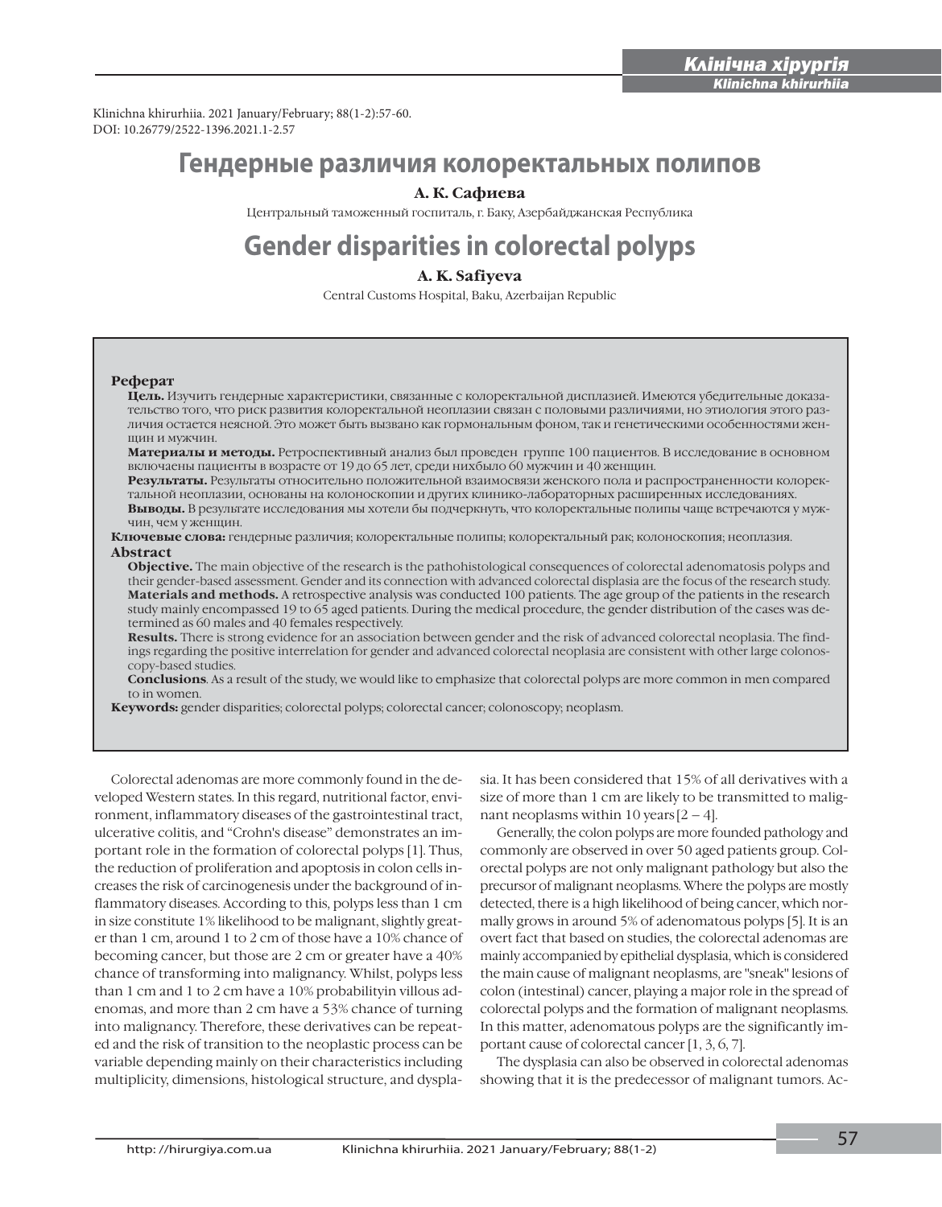Klinichna khirurhiia. 2021 January/February; 88(1-2):57-60.
DOI: 10.26779/2522-1396.2021.1-2.57

# Гендерные различия колоректальных полипов

**А. К. Сафиева**

Центральный таможенный госпиталь, г. Баку, Азербайджанская Республика

# Gender disparities in colorectal polyps

**A. K. Safiyeva**

Central Customs Hospital, Baku, Azerbaijan Republic

**Реферат**

**Цель.** Изучить гендерные характеристики, связанные с колоректальной дисплазией. Имеются убедительные доказательство того, что риск развития колоректальной неоплазии связан с половыми различиями, но этиология этого различия остается неясной. Это может быть вызвано как гормональным фоном, так и генетическими особенностями женщин и мужчин.

**Материалы и методы.** Ретроспективный анализ был проведен группе 100 пациентов. В исследование в основном включаены пациенты в возрасте от 19 до 65 лет, среди нихбыло 60 мужчин и 40 женщин.

**Результаты.** Результаты относительно положительной взаимосвязи женского пола и распространенности колоректальной неоплазии, основаны на колоноскопии и других клинико-лабораторных расширенных исследованиях.

**Выводы.** В результате исследования мы хотели бы подчеркнуть, что колоректальные полипы чаще встречаются у мужчин, чем у женщин.

**Ключевые слова:** гендерные различия; колоректальные полипы; колоректальный рак; колоноскопия; неоплазия.

**Abstract**

**Objective.** The main objective of the research is the pathohistological consequences of colorectal adenomatosis polyps and their gender-based assessment. Gender and its connection with advanced colorectal displasia are the focus of the research study.

**Materials and methods.** A retrospective analysis was conducted 100 patients. The age group of the patients in the research study mainly encompassed 19 to 65 aged patients. During the medical procedure, the gender distribution of the cases was determined as 60 males and 40 females respectively.

**Results.** There is strong evidence for an association between gender and the risk of advanced colorectal neoplasia. The findings regarding the positive interrelation for gender and advanced colorectal neoplasia are consistent with other large colonoscopy-based studies.

**Conclusions**. As a result of the study, we would like to emphasize that colorectal polyps are more common in men compared to in women.

**Keywords:** gender disparities; colorectal polyps; colorectal cancer; colonoscopy; neoplasm.

Colorectal adenomas are more commonly found in the developed Western states. In this regard, nutritional factor, environment, inflammatory diseases of the gastrointestinal tract, ulcerative colitis, and "Crohn's disease" demonstrates an important role in the formation of colorectal polyps [1]. Thus, the reduction of proliferation and apoptosis in colon cells increases the risk of carcinogenesis under the background of inflammatory diseases. According to this, polyps less than 1 cm in size constitute 1% likelihood to be malignant, slightly greater than 1 cm, around 1 to 2 cm of those have a 10% chance of becoming cancer, but those are 2 cm or greater have a 40% chance of transforming into malignancy. Whilst, polyps less than 1 cm and 1 to 2 cm have a 10% probabilityin villous adenomas, and more than 2 cm have a 53% chance of turning into malignancy. Therefore, these derivatives can be repeated and the risk of transition to the neoplastic process can be variable depending mainly on their characteristics including multiplicity, dimensions, histological structure, and dysplasia. It has been considered that 15% of all derivatives with a size of more than 1 cm are likely to be transmitted to malignant neoplasms within 10 years [2 – 4].

Generally, the colon polyps are more founded pathology and commonly are observed in over 50 aged patients group. Colorectal polyps are not only malignant pathology but also the precursor of malignant neoplasms. Where the polyps are mostly detected, there is a high likelihood of being cancer, which normally grows in around 5% of adenomatous polyps [5]. It is an overt fact that based on studies, the colorectal adenomas are mainly accompanied by epithelial dysplasia, which is considered the main cause of malignant neoplasms, are "sneak" lesions of colon (intestinal) cancer, playing a major role in the spread of colorectal polyps and the formation of malignant neoplasms. In this matter, adenomatous polyps are the significantly important cause of colorectal cancer [1, 3, 6, 7].

The dysplasia can also be observed in colorectal adenomas showing that it is the predecessor of malignant tumors. Ac-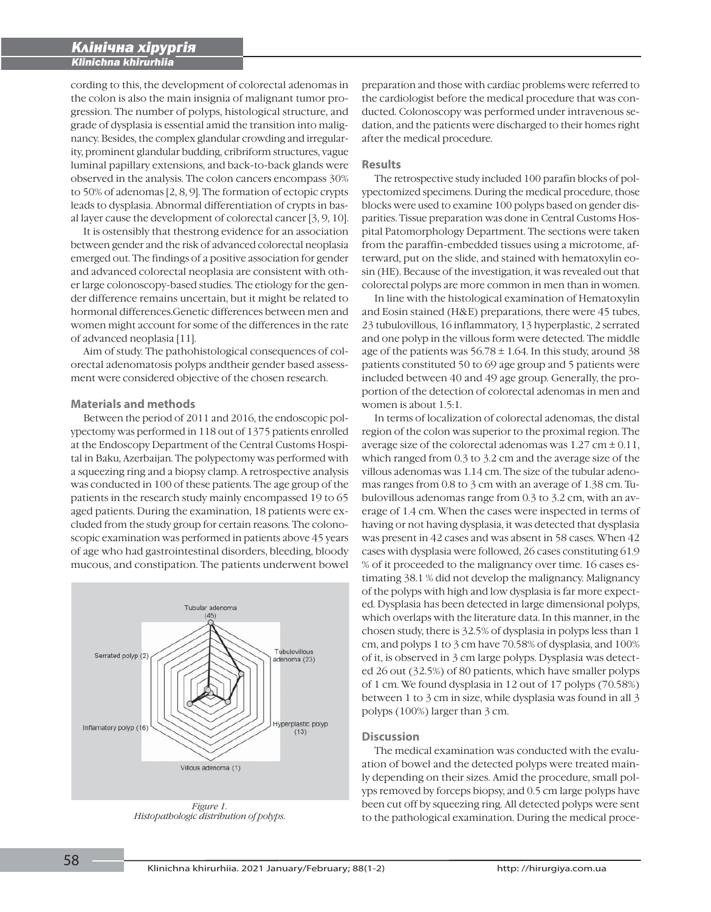cording to this, the development of colorectal adenomas in the colon is also the main insignia of malignant tumor progression. The number of polyps, histological structure, and grade of dysplasia is essential amid the transition into malignancy. Besides, the complex glandular crowding and irregularity, prominent glandular budding, cribriform structures, vague luminal papillary extensions, and back-to-back glands were observed in the analysis. The colon cancers encompass 30% to 50% of adenomas [2, 8, 9]. The formation of ectopic crypts leads to dysplasia. Abnormal differentiation of crypts in basal layer cause the development of colorectal cancer [3, 9, 10].

It is ostensibly that thestrong evidence for an association between gender and the risk of advanced colorectal neoplasia emerged out. The findings of a positive association for gender and advanced colorectal neoplasia are consistent with other large colonoscopy-based studies. The etiology for the gender difference remains uncertain, but it might be related to hormonal differences.Genetic differences between men and women might account for some of the differences in the rate of advanced neoplasia [11].

Aim of study. The pathohistological consequences of colorectal adenomatosis polyps andtheir gender based assessment were considered objective of the chosen research.

## Materials and methods

Between the period of 2011 and 2016, the endoscopic polypectomy was performed in 118 out of 1375 patients enrolled at the Endoscopy Department of the Central Customs Hospital in Baku, Azerbaijan. The polypectomy was performed with a squeezing ring and a biopsy clamp. A retrospective analysis was conducted in 100 of these patients. The age group of the patients in the research study mainly encompassed 19 to 65 aged patients. During the examination, 18 patients were excluded from the study group for certain reasons. The colonoscopic examination was performed in patients above 45 years of age who had gastrointestinal disorders, bleeding, bloody mucous, and constipation. The patients underwent bowel preparation and those with cardiac problems were referred to the cardiologist before the medical procedure that was conducted. Colonoscopy was performed under intravenous sedation, and the patients were discharged to their homes right after the medical procedure.

Tubular adenoma (45)
Tubulovillous adenoma (23)
Hyperplastic polyp (13)
Villous adenoma (1)
Inflamatory polyp (16)
Serrated polyp (2)

*Figure 1. Histopathologic distribution of polyps.*

## Results

The retrospective study included 100 parafin blocks of polypectomized specimens. During the medical procedure, those blocks were used to examine 100 polyps based on gender disparities. Tissue preparation was done in Central Customs Hospital Patomorphology Department. The sections were taken from the paraffin-embedded tissues using a microtome, afterward, put on the slide, and stained with hematoxylin eosin (HE). Because of the investigation, it was revealed out that colorectal polyps are more common in men than in women.

In line with the histological examination of Hematoxylin and Eosin stained (H&E) preparations, there were 45 tubes, 23 tubulovillous, 16 inflammatory, 13 hyperplastic, 2 serrated and one polyp in the villous form were detected. The middle age of the patients was $56.78 \pm 1.64$. In this study, around 38 patients constituted 50 to 69 age group and 5 patients were included between 40 and 49 age group. Generally, the proportion of the detection of colorectal adenomas in men and women is about 1.5:1.

In terms of localization of colorectal adenomas, the distal region of the colon was superior to the proximal region. The average size of the colorectal adenomas was $1.27$ cm $\pm 0.11$, which ranged from 0.3 to 3.2 cm and the average size of the villous adenomas was 1.14 cm. The size of the tubular adenomas ranges from 0.8 to 3 cm with an average of 1.38 cm. Tubulovillous adenomas range from 0.3 to 3.2 cm, with an average of 1.4 cm. When the cases were inspected in terms of having or not having dysplasia, it was detected that dysplasia was present in 42 cases and was absent in 58 cases. When 42 cases with dysplasia were followed, 26 cases constituting 61.9 % of it proceeded to the malignancy over time. 16 cases estimating 38.1 % did not develop the malignancy. Malignancy of the polyps with high and low dysplasia is far more expected. Dysplasia has been detected in large dimensional polyps, which overlaps with the literature data. In this manner, in the chosen study, there is 32.5% of dysplasia in polyps less than 1 cm, and polyps 1 to 3 cm have 70.58% of dysplasia, and 100% of it, is observed in 3 cm large polyps. Dysplasia was detected 26 out (32.5%) of 80 patients, which have smaller polyps of 1 cm. We found dysplasia in 12 out of 17 polyps (70.58%) between 1 to 3 cm in size, while dysplasia was found in all 3 polyps (100%) larger than 3 cm.

## Discussion

The medical examination was conducted with the evaluation of bowel and the detected polyps were treated mainly depending on their sizes. Amid the procedure, small polyps removed by forceps biopsy, and 0.5 cm large polyps have been cut off by squeezing ring. All detected polyps were sent to the pathological examination. During the medical proce-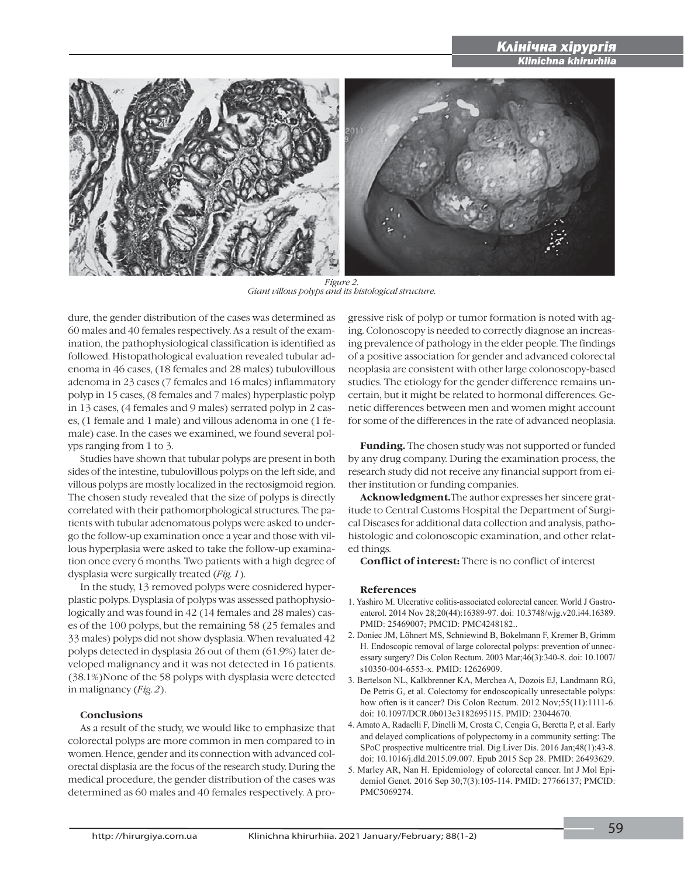*Figure 2.*
*Giant villous polyps and its histological structure.*

dure, the gender distribution of the cases was determined as 60 males and 40 females respectively. As a result of the examination, the pathophysiological classification is identified as followed. Histopathological evaluation revealed tubular adenoma in 46 cases, (18 females and 28 males) tubulovillous adenoma in 23 cases (7 females and 16 males) inflammatory polyp in 15 cases, (8 females and 7 males) hyperplastic polyp in 13 cases, (4 females and 9 males) serrated polyp in 2 cases, (1 female and 1 male) and villous adenoma in one (1 female) case. In the cases we examined, we found several polyps ranging from 1 to 3.

Studies have shown that tubular polyps are present in both sides of the intestine, tubulovillous polyps on the left side, and villous polyps are mostly localized in the rectosigmoid region. The chosen study revealed that the size of polyps is directly correlated with their pathomorphological structures. The patients with tubular adenomatous polyps were asked to undergo the follow-up examination once a year and those with villous hyperplasia were asked to take the follow-up examination once every 6 months. Two patients with a high degree of dysplasia were surgically treated (*Fig. 1*).

In the study, 13 removed polyps were cosnidered hyperplastic polyps. Dysplasia of polyps was assessed pathophysiologically and was found in 42 (14 females and 28 males) cases of the 100 polyps, but the remaining 58 (25 females and 33 males) polyps did not show dysplasia. When revaluated 42 polyps detected in dysplasia 26 out of them (61.9%) later developed malignancy and it was not detected in 16 patients. (38.1%)None of the 58 polyps with dysplasia were detected in malignancy (*Fig. 2*).

## Conclusions

As a result of the study, we would like to emphasize that colorectal polyps are more common in men compared to in women. Hence, gender and its connection with advanced colorectal displasia are the focus of the research study. During the medical procedure, the gender distribution of the cases was determined as 60 males and 40 females respectively. A progressive risk of polyp or tumor formation is noted with aging. Colonoscopy is needed to correctly diagnose an increasing prevalence of pathology in the elder people. The findings of a positive association for gender and advanced colorectal neoplasia are consistent with other large colonoscopy-based studies. The etiology for the gender difference remains uncertain, but it might be related to hormonal differences. Genetic differences between men and women might account for some of the differences in the rate of advanced neoplasia.

**Funding.** The chosen study was not supported or funded by any drug company. During the examination process, the research study did not receive any financial support from either institution or funding companies.

**Acknowledgment.**The author expresses her sincere gratitude to Central Customs Hospital the Department of Surgical Diseases for additional data collection and analysis, pathohistologic and colonoscopic examination, and other related things.

**Conflict of interest:** There is no conflict of interest

## References

1. Yashiro M. Ulcerative colitis-associated colorectal cancer. World J Gastroenterol. 2014 Nov 28;20(44):16389-97. doi: 10.3748/wjg.v20.i44.16389. PMID: 25469007; PMCID: PMC4248182..
2. Doniec JM, Löhnert MS, Schniewind B, Bokelmann F, Kremer B, Grimm H. Endoscopic removal of large colorectal polyps: prevention of unnecessary surgery? Dis Colon Rectum. 2003 Mar;46(3):340-8. doi: 10.1007/s10350-004-6553-x. PMID: 12626909.
3. Bertelson NL, Kalkbrenner KA, Merchea A, Dozois EJ, Landmann RG, De Petris G, et al. Colectomy for endoscopically unresectable polyps: how often is it cancer? Dis Colon Rectum. 2012 Nov;55(11):1111-6. doi: 10.1097/DCR.0b013e3182695115. PMID: 23044670.
4. Amato A, Radaelli F, Dinelli M, Crosta C, Cengia G, Beretta P, et al. Early and delayed complications of polypectomy in a community setting: The SPoC prospective multicentre trial. Dig Liver Dis. 2016 Jan;48(1):43-8. doi: 10.1016/j.dld.2015.09.007. Epub 2015 Sep 28. PMID: 26493629.
5. Marley AR, Nan H. Epidemiology of colorectal cancer. Int J Mol Epidemiol Genet. 2016 Sep 30;7(3):105-114. PMID: 27766137; PMCID: PMC5069274.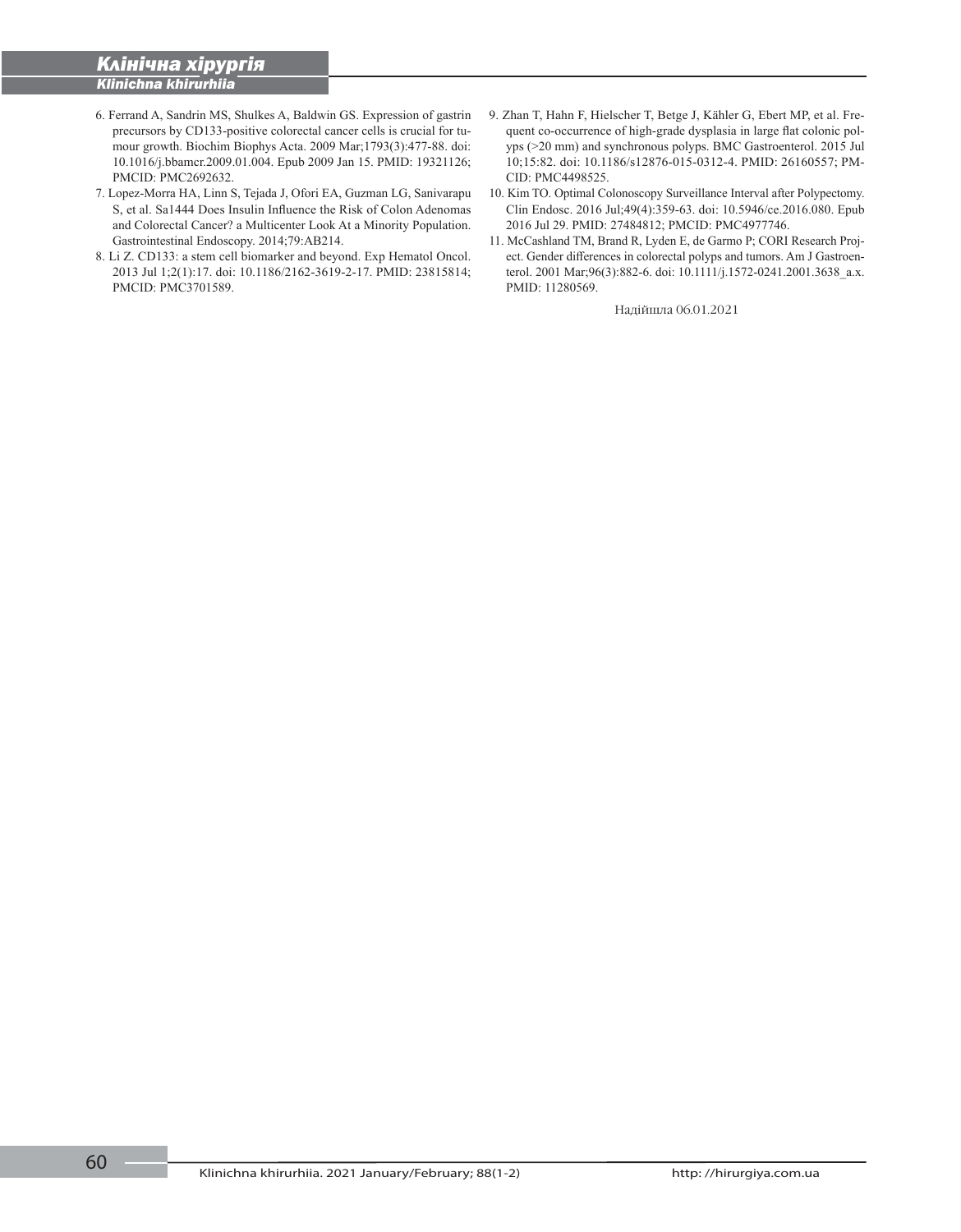6. Ferrand A, Sandrin MS, Shulkes A, Baldwin GS. Expression of gastrin precursors by CD133-positive colorectal cancer cells is crucial for tumour growth. Biochim Biophys Acta. 2009 Mar;1793(3):477-88. doi: 10.1016/j.bbamcr.2009.01.004. Epub 2009 Jan 15. PMID: 19321126; PMCID: PMC2692632.
7. Lopez-Morra HA, Linn S, Tejada J, Ofori EA, Guzman LG, Sanivarapu S, et al. Sa1444 Does Insulin Influence the Risk of Colon Adenomas and Colorectal Cancer? a Multicenter Look At a Minority Population. Gastrointestinal Endoscopy. 2014;79:AB214.
8. Li Z. CD133: a stem cell biomarker and beyond. Exp Hematol Oncol. 2013 Jul 1;2(1):17. doi: 10.1186/2162-3619-2-17. PMID: 23815814; PMCID: PMC3701589.
9. Zhan T, Hahn F, Hielscher T, Betge J, Kähler G, Ebert MP, et al. Frequent co-occurrence of high-grade dysplasia in large flat colonic polyps (>20 mm) and synchronous polyps. BMC Gastroenterol. 2015 Jul 10;15:82. doi: 10.1186/s12876-015-0312-4. PMID: 26160557; PMCID: PMC4498525.
10. Kim TO. Optimal Colonoscopy Surveillance Interval after Polypectomy. Clin Endosc. 2016 Jul;49(4):359-63. doi: 10.5946/ce.2016.080. Epub 2016 Jul 29. PMID: 27484812; PMCID: PMC4977746.
11. McCashland TM, Brand R, Lyden E, de Garmo P; CORI Research Project. Gender differences in colorectal polyps and tumors. Am J Gastroenterol. 2001 Mar;96(3):882-6. doi: 10.1111/j.1572-0241.2001.3638_a.x. PMID: 11280569.

Надійшла 06.01.2021